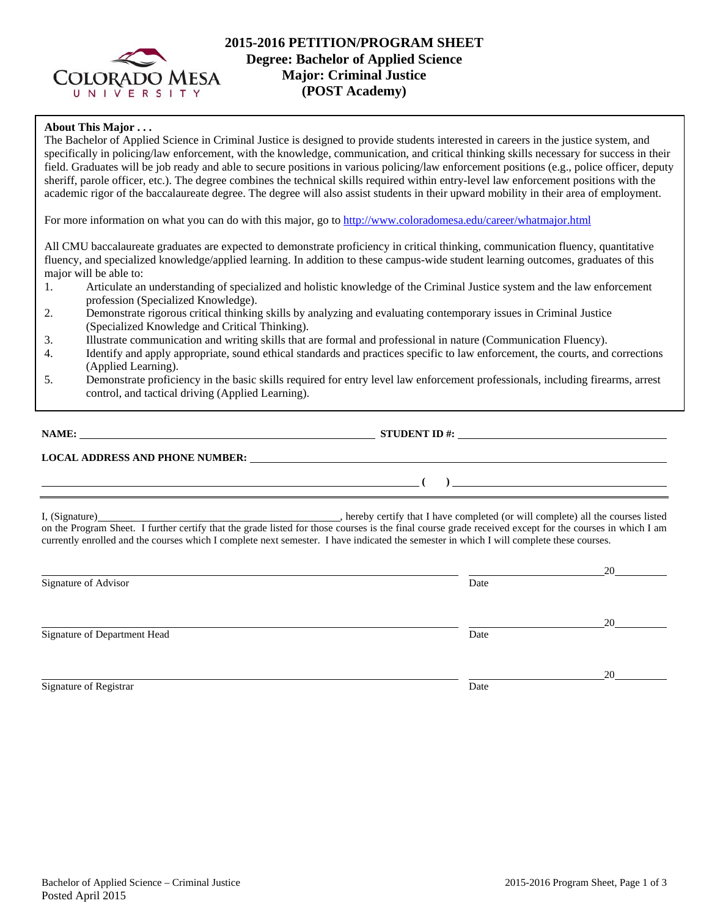# 2015-2016 PETITION/PROGRAM SHEET
## Degree: Bachelor of Applied Science
## Major: Criminal Justice
## (POST Academy)

**About This Major . . .**

The Bachelor of Applied Science in Criminal Justice is designed to provide students interested in careers in the justice system, and specifically in policing/law enforcement, with the knowledge, communication, and critical thinking skills necessary for success in their field. Graduates will be job ready and able to secure positions in various policing/law enforcement positions (e.g., police officer, deputy sheriff, parole officer, etc.). The degree combines the technical skills required within entry-level law enforcement positions with the academic rigor of the baccalaureate degree. The degree will also assist students in their upward mobility in their area of employment.

For more information on what you can do with this major, go to http://www.coloradomesa.edu/career/whatmajor.html

All CMU baccalaureate graduates are expected to demonstrate proficiency in critical thinking, communication fluency, quantitative fluency, and specialized knowledge/applied learning. In addition to these campus-wide student learning outcomes, graduates of this major will be able to:

1. Articulate an understanding of specialized and holistic knowledge of the Criminal Justice system and the law enforcement profession (Specialized Knowledge).
2. Demonstrate rigorous critical thinking skills by analyzing and evaluating contemporary issues in Criminal Justice (Specialized Knowledge and Critical Thinking).
3. Illustrate communication and writing skills that are formal and professional in nature (Communication Fluency).
4. Identify and apply appropriate, sound ethical standards and practices specific to law enforcement, the courts, and corrections (Applied Learning).
5. Demonstrate proficiency in the basic skills required for entry level law enforcement professionals, including firearms, arrest control, and tactical driving (Applied Learning).

**NAME:** ______________________________ **STUDENT ID #:** ______________________________

**LOCAL ADDRESS AND PHONE NUMBER:** ______________________________

______________________________ **( )** ______________________________

I, (Signature)______________________________, hereby certify that I have completed (or will complete) all the courses listed on the Program Sheet. I further certify that the grade listed for those courses is the final course grade received except for the courses in which I am currently enrolled and the courses which I complete next semester. I have indicated the semester in which I will complete these courses.

______________________________ ______________ 20______
Signature of Advisor Date

______________________________ ______________ 20______
Signature of Department Head Date

______________________________ ______________ 20______
Signature of Registrar Date

Bachelor of Applied Science – Criminal Justice
Posted April 2015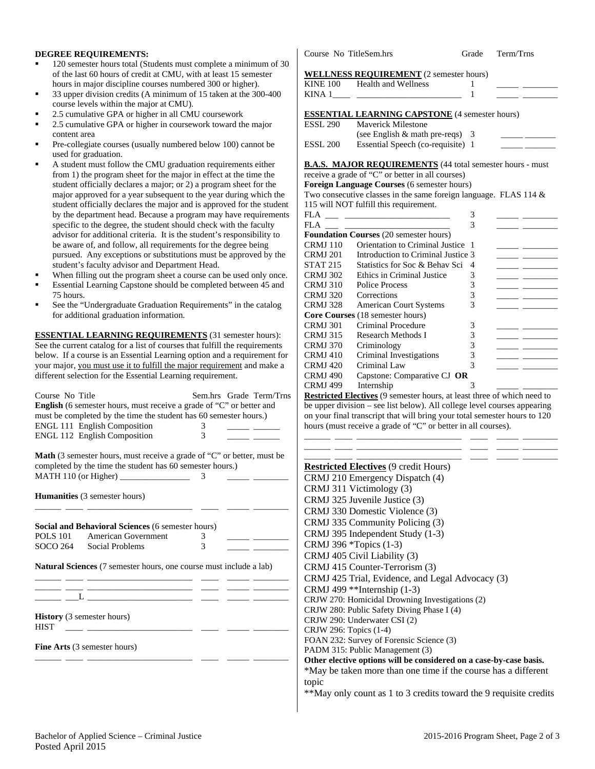**DEGREE REQUIREMENTS:**

- 120 semester hours total (Students must complete a minimum of 30 of the last 60 hours of credit at CMU, with at least 15 semester hours in major discipline courses numbered 300 or higher).
- 33 upper division credits (A minimum of 15 taken at the 300-400 course levels within the major at CMU).
- 2.5 cumulative GPA or higher in all CMU coursework
- 2.5 cumulative GPA or higher in coursework toward the major content area
- Pre-collegiate courses (usually numbered below 100) cannot be used for graduation.
- A student must follow the CMU graduation requirements either from 1) the program sheet for the major in effect at the time the student officially declares a major; or 2) a program sheet for the major approved for a year subsequent to the year during which the student officially declares the major and is approved for the student by the department head. Because a program may have requirements specific to the degree, the student should check with the faculty advisor for additional criteria. It is the student's responsibility to be aware of, and follow, all requirements for the degree being pursued. Any exceptions or substitutions must be approved by the student's faculty advisor and Department Head.
- When filling out the program sheet a course can be used only once.
- Essential Learning Capstone should be completed between 45 and 75 hours.
- See the "Undergraduate Graduation Requirements" in the catalog for additional graduation information.

**ESSENTIAL LEARNING REQUIREMENTS** (31 semester hours): See the current catalog for a list of courses that fulfill the requirements below. If a course is an Essential Learning option and a requirement for your major, you must use it to fulfill the major requirement and make a different selection for the Essential Learning requirement.

| Course No | Title | Sem.hrs | Grade | Term/Trns |
|---|---|---|---|---|
| **English** (6 semester hours, must receive a grade of "C" or better and must be completed by the time the student has 60 semester hours.) | | | | |
| ENGL 111 | English Composition | 3 | _____ | ______ |
| ENGL 112 | English Composition | 3 | _____ | ______ |
| **Math** (3 semester hours, must receive a grade of "C" or better, must be completed by the time the student has 60 semester hours.) | | | | |
| MATH 110 (or Higher) | ________________ | 3 | _____ | ________ |
| **Humanities** (3 semester hours) | | | | |
| ______ ____ | ________________________ | ____ | _____ | ________ |
| **Social and Behavioral Sciences** (6 semester hours) | | | | |
| POLS 101 | American Government | 3 | _____ | ________ |
| SOCO 264 | Social Problems | 3 | _____ | ________ |
| **Natural Sciences** (7 semester hours, one course must include a lab) | | | | |
| ______ ____ | ________________________ | ____ | _____ | ________ |
| ______ ____ | ________________________ | ____ | _____ | ________ |
| ______ ___L | ________________________ | ____ | _____ | ________ |
| **History** (3 semester hours) | | | | |
| HIST ____ | ________________________ | ____ | _____ | ________ |
| **Fine Arts** (3 semester hours) | | | | |
| ______ ____ | ________________________ | ____ | _____ | ________ |

| Course No | Title | Sem.hrs | Grade | Term/Trns |
|---|---|---|---|---|
| **WELLNESS REQUIREMENT** (2 semester hours) | | | | |
| KINE 100 | Health and Wellness | 1 | _____ | ________ |
| KINA 1____ | ________________________ | 1 | _____ | ________ |
| **ESSENTIAL LEARNING CAPSTONE** (4 semester hours) | | | | |
| ESSL 290 | Maverick Milestone (see English & math pre-reqs) | 3 | _____ | _______ |
| ESSL 200 | Essential Speech (co-requisite) | 1 | _____ | _______ |

**B.A.S. MAJOR REQUIREMENTS** (44 total semester hours - must receive a grade of "C" or better in all courses)

| Course No | Title | Sem.hrs | Grade | Term/Trns |
|---|---|---|---|---|
| **Foreign Language Courses** (6 semester hours) Two consecutive classes in the same foreign language. FLAS 114 & 115 will NOT fulfill this requirement. | | | | |
| FLA ___ | ________________________ | 3 | _____ | ________ |
| FLA ___ | ________________________ | 3 | _____ | ________ |
| **Foundation Courses** (20 semester hours) | | | | |
| CRMJ 110 | Orientation to Criminal Justice | 1 | _____ | ________ |
| CRMJ 201 | Introduction to Criminal Justice | 3 | _____ | ________ |
| STAT 215 | Statistics for Soc & Behav Sci | 4 | _____ | ________ |
| CRMJ 302 | Ethics in Criminal Justice | 3 | _____ | ________ |
| CRMJ 310 | Police Process | 3 | _____ | ________ |
| CRMJ 320 | Corrections | 3 | _____ | ________ |
| CRMJ 328 | American Court Systems | 3 | _____ | ________ |
| **Core Courses** (18 semester hours) | | | | |
| CRMJ 301 | Criminal Procedure | 3 | _____ | ________ |
| CRMJ 315 | Research Methods I | 3 | _____ | ________ |
| CRMJ 370 | Criminology | 3 | _____ | ________ |
| CRMJ 410 | Criminal Investigations | 3 | _____ | ________ |
| CRMJ 420 | Criminal Law | 3 | _____ | ________ |
| CRMJ 490 | Capstone: Comparative CJ **OR** | | | |
| CRMJ 499 | Internship | 3 | _____ | ________ |
| **Restricted Electives** (9 semester hours, at least three of which need to be upper division – see list below). All college level courses appearing on your final transcript that will bring your total semester hours to 120 hours (must receive a grade of "C" or better in all courses). | | | | |
| ______ ____ | ________________________ | ____ | _____ | ________ |
| ______ ____ | ________________________ | ____ | _____ | ________ |

**Restricted Electives** (9 credit Hours)

CRMJ 210 Emergency Dispatch (4)
CRMJ 311 Victimology (3)
CRMJ 325 Juvenile Justice (3)
CRMJ 330 Domestic Violence (3)
CRMJ 335 Community Policing (3)
CRMJ 395 Independent Study (1-3)
CRMJ 396 *Topics (1-3)
CRMJ 405 Civil Liability (3)
CRMJ 415 Counter-Terrorism (3)
CRMJ 425 Trial, Evidence, and Legal Advocacy (3)
CRMJ 499 **Internship (1-3)
CRJW 270: Homicidal Drowning Investigations (2)
CRJW 280: Public Safety Diving Phase I (4)
CRJW 290: Underwater CSI (2)
CRJW 296: Topics (1-4)
FOAN 232: Survey of Forensic Science (3)
PADM 315: Public Management (3)

**Other elective options will be considered on a case-by-case basis.**

*May be taken more than one time if the course has a different topic

**May only count as 1 to 3 credits toward the 9 requisite credits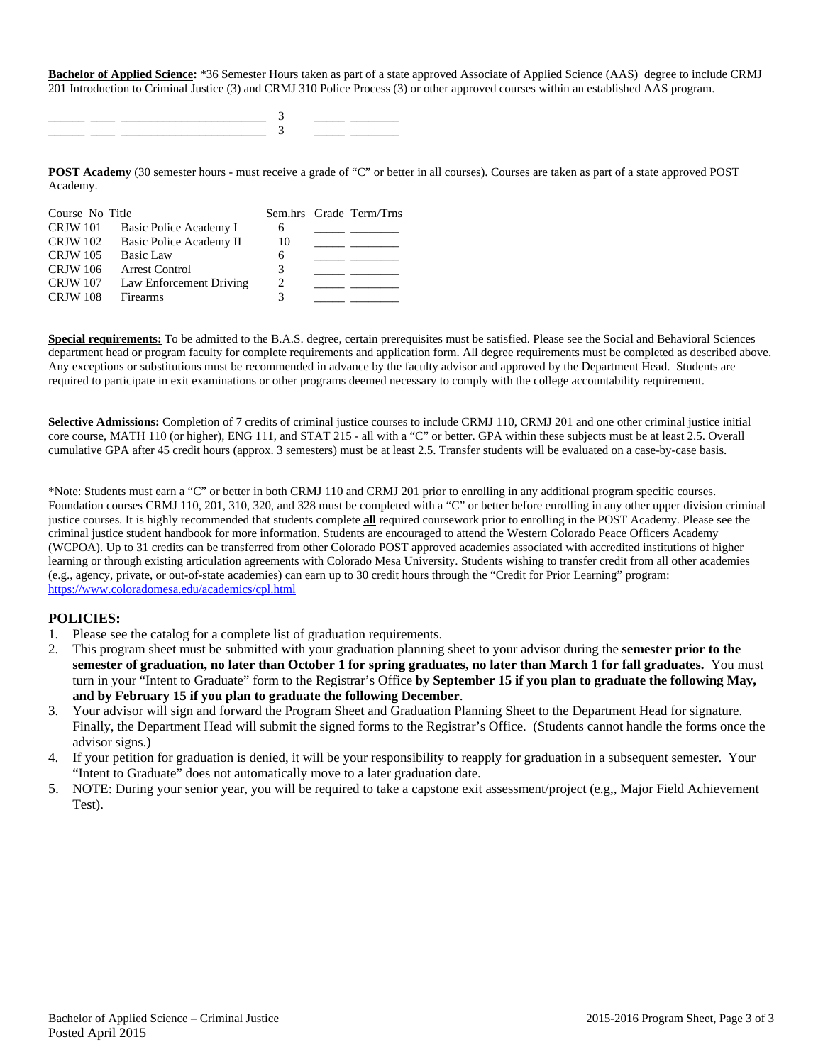**Bachelor of Applied Science:** *36 Semester Hours taken as part of a state approved Associate of Applied Science (AAS) degree to include CRMJ 201 Introduction to Criminal Justice (3) and CRMJ 310 Police Process (3) or other approved courses within an established AAS program.

| | | | | | |
|---|---|---|---|---|---|
| ______ | ____ | ________________________ | 3 | _____ | ________ |
| ______ | ____ | ________________________ | 3 | _____ | ________ |

**POST Academy** (30 semester hours - must receive a grade of "C" or better in all courses). Courses are taken as part of a state approved POST Academy.

| Course No | Title | Sem.hrs | Grade | Term/Trns |
|---|---|---|---|---|
| CRJW 101 | Basic Police Academy I | 6 | _____ | ________ |
| CRJW 102 | Basic Police Academy II | 10 | _____ | ________ |
| CRJW 105 | Basic Law | 6 | _____ | ________ |
| CRJW 106 | Arrest Control | 3 | _____ | ________ |
| CRJW 107 | Law Enforcement Driving | 2 | _____ | ________ |
| CRJW 108 | Firearms | 3 | _____ | ________ |

**Special requirements:** To be admitted to the B.A.S. degree, certain prerequisites must be satisfied. Please see the Social and Behavioral Sciences department head or program faculty for complete requirements and application form. All degree requirements must be completed as described above. Any exceptions or substitutions must be recommended in advance by the faculty advisor and approved by the Department Head. Students are required to participate in exit examinations or other programs deemed necessary to comply with the college accountability requirement.

**Selective Admissions:** Completion of 7 credits of criminal justice courses to include CRMJ 110, CRMJ 201 and one other criminal justice initial core course, MATH 110 (or higher), ENG 111, and STAT 215 - all with a "C" or better. GPA within these subjects must be at least 2.5. Overall cumulative GPA after 45 credit hours (approx. 3 semesters) must be at least 2.5. Transfer students will be evaluated on a case-by-case basis.

*Note: Students must earn a "C" or better in both CRMJ 110 and CRMJ 201 prior to enrolling in any additional program specific courses. Foundation courses CRMJ 110, 201, 310, 320, and 328 must be completed with a "C" or better before enrolling in any other upper division criminal justice courses. It is highly recommended that students complete **all** required coursework prior to enrolling in the POST Academy. Please see the criminal justice student handbook for more information. Students are encouraged to attend the Western Colorado Peace Officers Academy (WCPOA). Up to 31 credits can be transferred from other Colorado POST approved academies associated with accredited institutions of higher learning or through existing articulation agreements with Colorado Mesa University. Students wishing to transfer credit from all other academies (e.g., agency, private, or out-of-state academies) can earn up to 30 credit hours through the "Credit for Prior Learning" program: https://www.coloradomesa.edu/academics/cpl.html

## POLICIES:

1. Please see the catalog for a complete list of graduation requirements.
2. This program sheet must be submitted with your graduation planning sheet to your advisor during the **semester prior to the semester of graduation, no later than October 1 for spring graduates, no later than March 1 for fall graduates.** You must turn in your "Intent to Graduate" form to the Registrar's Office **by September 15 if you plan to graduate the following May, and by February 15 if you plan to graduate the following December**.
3. Your advisor will sign and forward the Program Sheet and Graduation Planning Sheet to the Department Head for signature. Finally, the Department Head will submit the signed forms to the Registrar's Office. (Students cannot handle the forms once the advisor signs.)
4. If your petition for graduation is denied, it will be your responsibility to reapply for graduation in a subsequent semester. Your "Intent to Graduate" does not automatically move to a later graduation date.
5. NOTE: During your senior year, you will be required to take a capstone exit assessment/project (e.g,, Major Field Achievement Test).

Bachelor of Applied Science – Criminal Justice
Posted April 2015